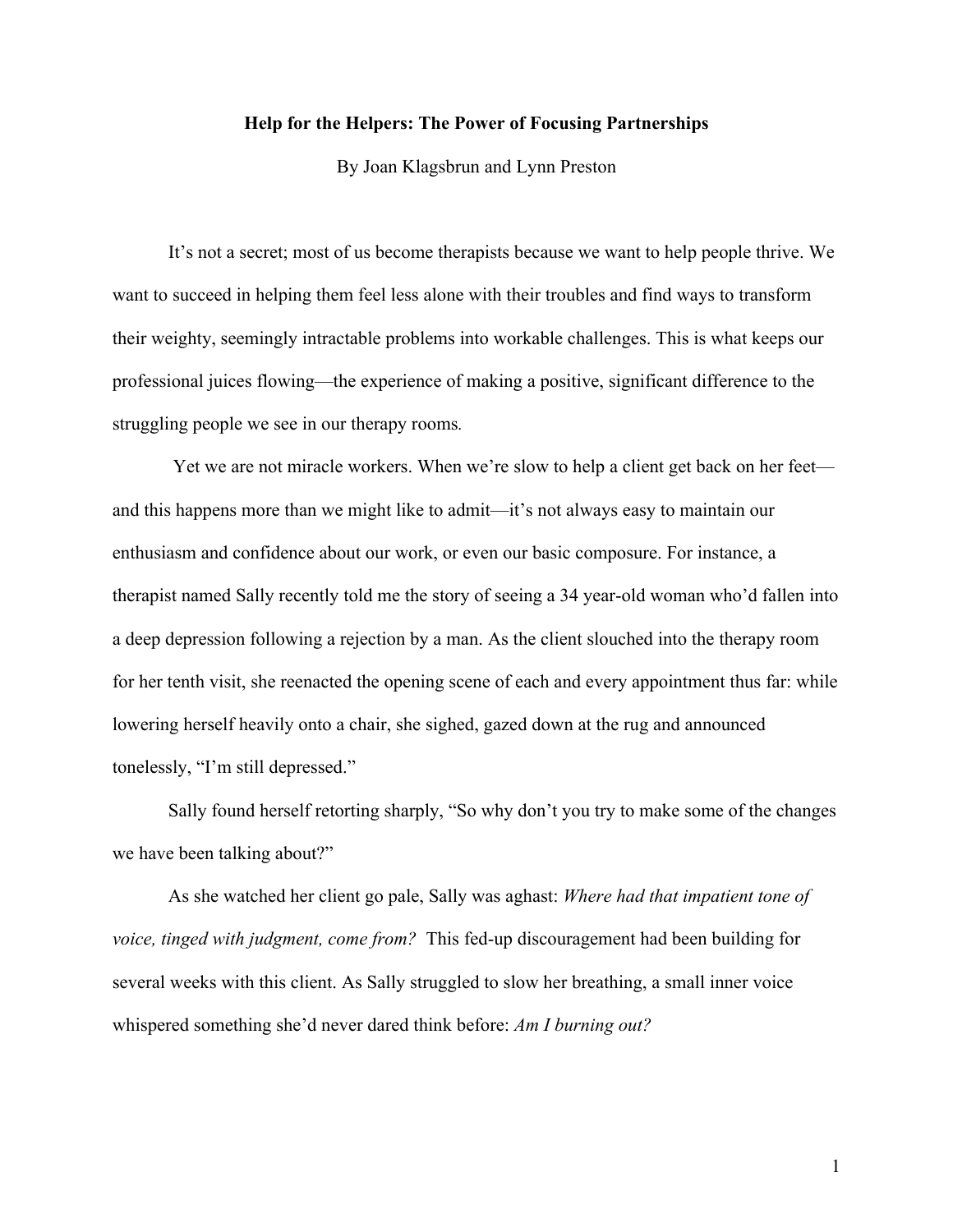# Help for the Helpers: The Power of Focusing Partnerships

By Joan Klagsbrun and Lynn Preston

It's not a secret; most of us become therapists because we want to help people thrive. We want to succeed in helping them feel less alone with their troubles and find ways to transform their weighty, seemingly intractable problems into workable challenges. This is what keeps our professional juices flowing—the experience of making a positive, significant difference to the struggling people we see in our therapy rooms.

Yet we are not miracle workers. When we're slow to help a client get back on her feet—and this happens more than we might like to admit—it's not always easy to maintain our enthusiasm and confidence about our work, or even our basic composure. For instance, a therapist named Sally recently told me the story of seeing a 34 year-old woman who'd fallen into a deep depression following a rejection by a man. As the client slouched into the therapy room for her tenth visit, she reenacted the opening scene of each and every appointment thus far: while lowering herself heavily onto a chair, she sighed, gazed down at the rug and announced tonelessly, "I'm still depressed."

Sally found herself retorting sharply, "So why don't you try to make some of the changes we have been talking about?"

As she watched her client go pale, Sally was aghast: *Where had that impatient tone of voice, tinged with judgment, come from?* This fed-up discouragement had been building for several weeks with this client. As Sally struggled to slow her breathing, a small inner voice whispered something she'd never dared think before: *Am I burning out?*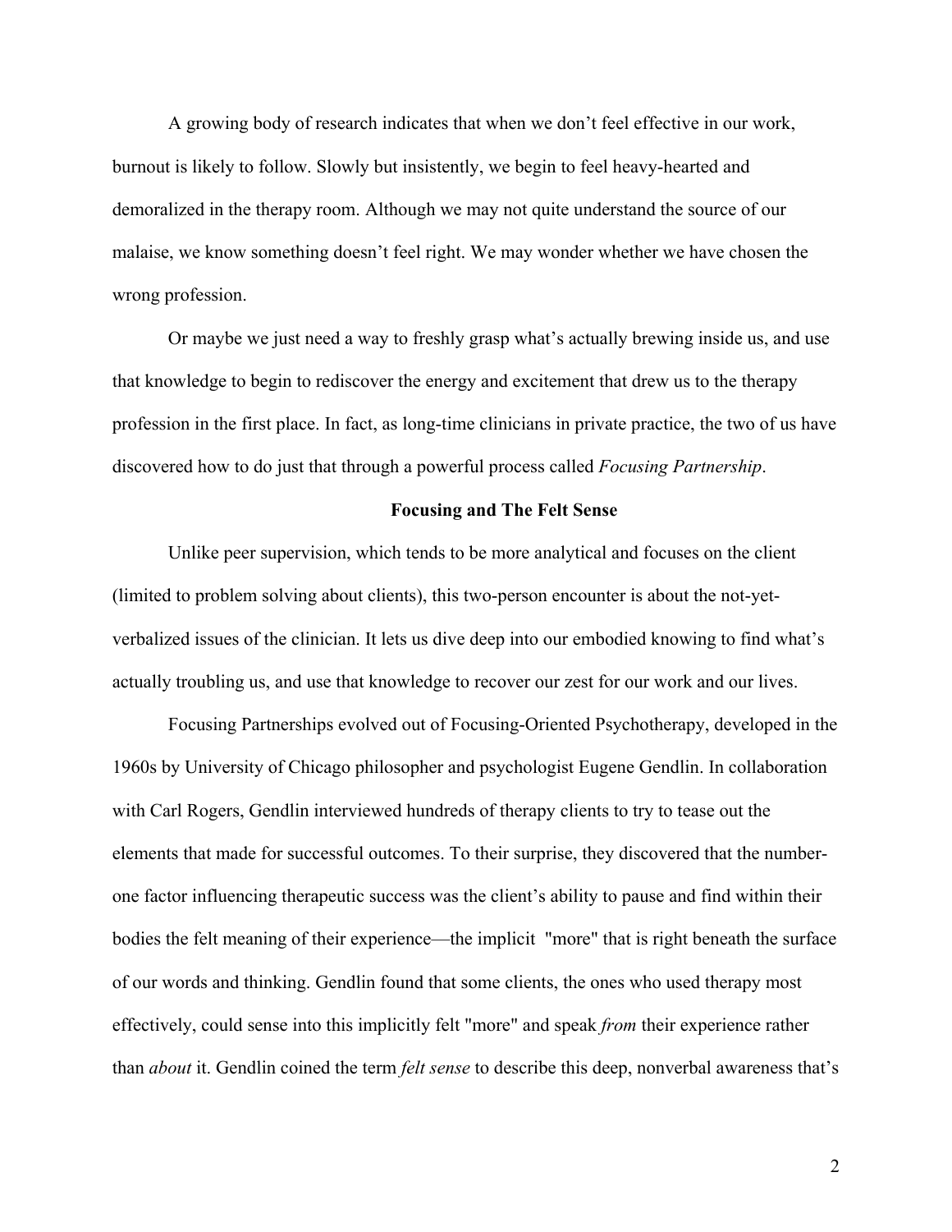A growing body of research indicates that when we don't feel effective in our work, burnout is likely to follow. Slowly but insistently, we begin to feel heavy-hearted and demoralized in the therapy room. Although we may not quite understand the source of our malaise, we know something doesn't feel right. We may wonder whether we have chosen the wrong profession.

Or maybe we just need a way to freshly grasp what's actually brewing inside us, and use that knowledge to begin to rediscover the energy and excitement that drew us to the therapy profession in the first place. In fact, as long-time clinicians in private practice, the two of us have discovered how to do just that through a powerful process called *Focusing Partnership*.

## Focusing and The Felt Sense

Unlike peer supervision, which tends to be more analytical and focuses on the client (limited to problem solving about clients), this two-person encounter is about the not-yet-verbalized issues of the clinician. It lets us dive deep into our embodied knowing to find what's actually troubling us, and use that knowledge to recover our zest for our work and our lives.

Focusing Partnerships evolved out of Focusing-Oriented Psychotherapy, developed in the 1960s by University of Chicago philosopher and psychologist Eugene Gendlin. In collaboration with Carl Rogers, Gendlin interviewed hundreds of therapy clients to try to tease out the elements that made for successful outcomes. To their surprise, they discovered that the number-one factor influencing therapeutic success was the client's ability to pause and find within their bodies the felt meaning of their experience—the implicit "more" that is right beneath the surface of our words and thinking. Gendlin found that some clients, the ones who used therapy most effectively, could sense into this implicitly felt "more" and speak *from* their experience rather than *about* it. Gendlin coined the term *felt sense* to describe this deep, nonverbal awareness that's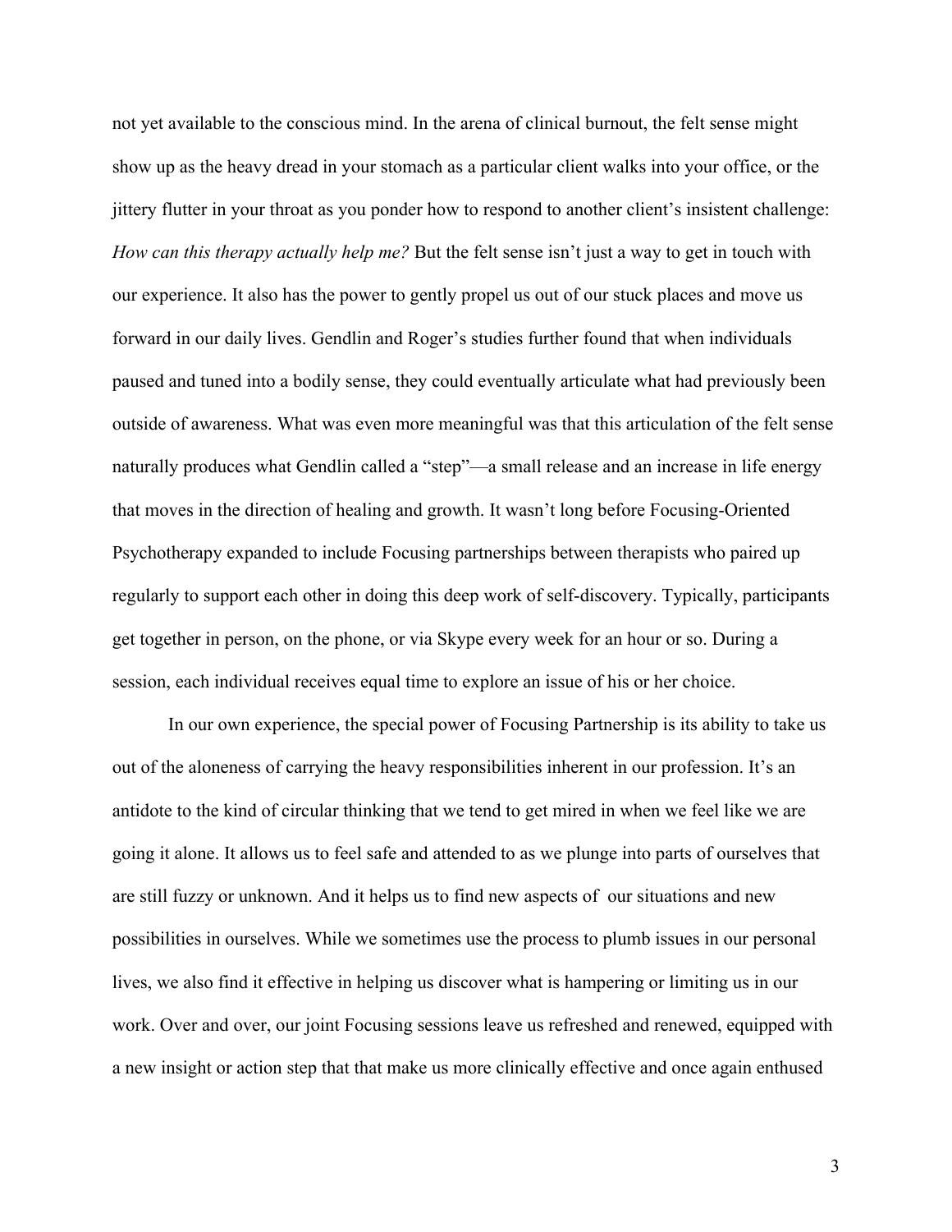not yet available to the conscious mind. In the arena of clinical burnout, the felt sense might show up as the heavy dread in your stomach as a particular client walks into your office, or the jittery flutter in your throat as you ponder how to respond to another client's insistent challenge: *How can this therapy actually help me?* But the felt sense isn't just a way to get in touch with our experience. It also has the power to gently propel us out of our stuck places and move us forward in our daily lives. Gendlin and Roger's studies further found that when individuals paused and tuned into a bodily sense, they could eventually articulate what had previously been outside of awareness. What was even more meaningful was that this articulation of the felt sense naturally produces what Gendlin called a "step"—a small release and an increase in life energy that moves in the direction of healing and growth. It wasn't long before Focusing-Oriented Psychotherapy expanded to include Focusing partnerships between therapists who paired up regularly to support each other in doing this deep work of self-discovery. Typically, participants get together in person, on the phone, or via Skype every week for an hour or so. During a session, each individual receives equal time to explore an issue of his or her choice.

In our own experience, the special power of Focusing Partnership is its ability to take us out of the aloneness of carrying the heavy responsibilities inherent in our profession. It's an antidote to the kind of circular thinking that we tend to get mired in when we feel like we are going it alone. It allows us to feel safe and attended to as we plunge into parts of ourselves that are still fuzzy or unknown. And it helps us to find new aspects of our situations and new possibilities in ourselves. While we sometimes use the process to plumb issues in our personal lives, we also find it effective in helping us discover what is hampering or limiting us in our work. Over and over, our joint Focusing sessions leave us refreshed and renewed, equipped with a new insight or action step that that make us more clinically effective and once again enthused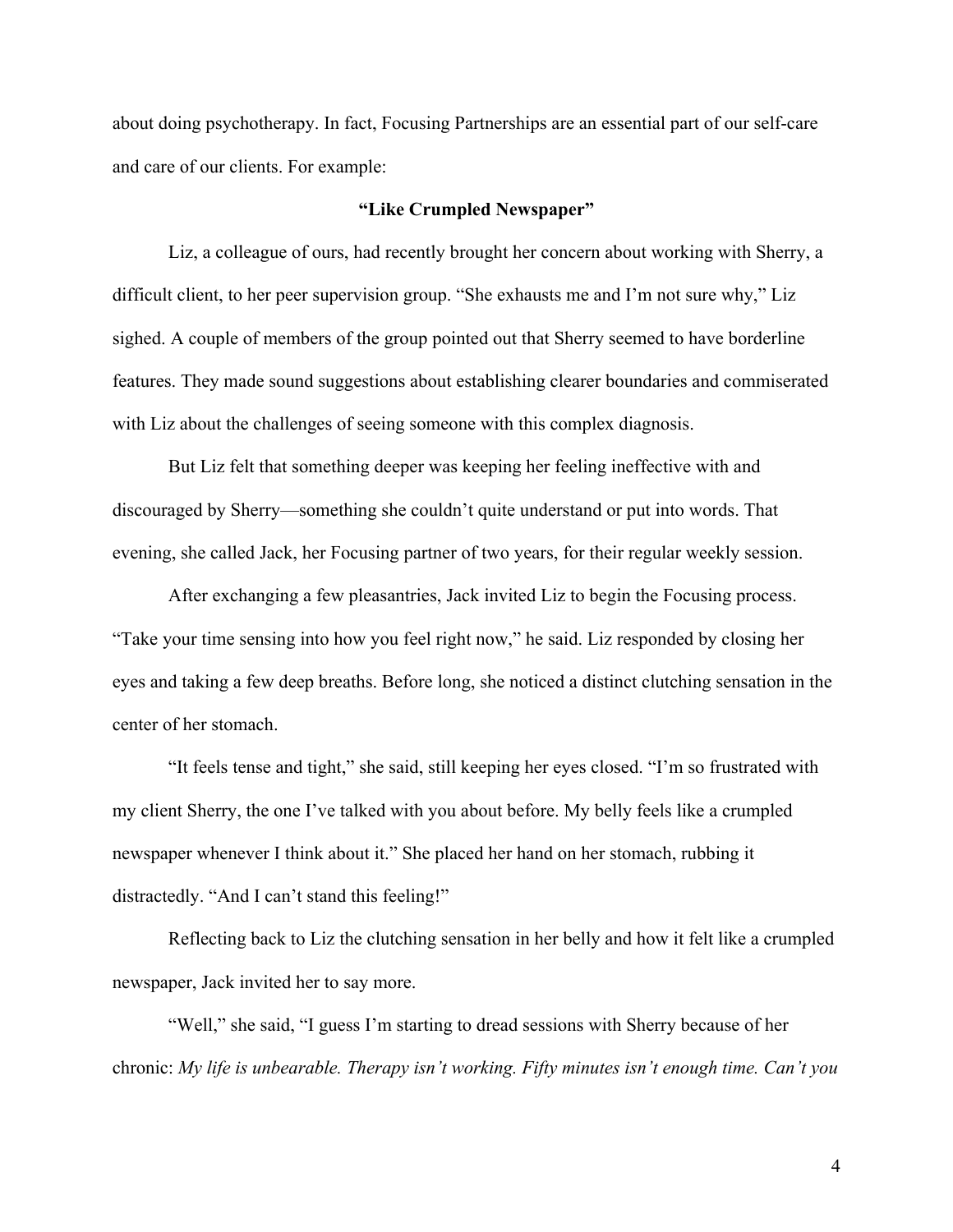about doing psychotherapy. In fact, Focusing Partnerships are an essential part of our self-care and care of our clients. For example:

### **"Like Crumpled Newspaper"**

Liz, a colleague of ours, had recently brought her concern about working with Sherry, a difficult client, to her peer supervision group. "She exhausts me and I'm not sure why," Liz sighed. A couple of members of the group pointed out that Sherry seemed to have borderline features. They made sound suggestions about establishing clearer boundaries and commiserated with Liz about the challenges of seeing someone with this complex diagnosis.

But Liz felt that something deeper was keeping her feeling ineffective with and discouraged by Sherry—something she couldn't quite understand or put into words. That evening, she called Jack, her Focusing partner of two years, for their regular weekly session.

After exchanging a few pleasantries, Jack invited Liz to begin the Focusing process. "Take your time sensing into how you feel right now," he said. Liz responded by closing her eyes and taking a few deep breaths. Before long, she noticed a distinct clutching sensation in the center of her stomach.

"It feels tense and tight," she said, still keeping her eyes closed. "I'm so frustrated with my client Sherry, the one I've talked with you about before. My belly feels like a crumpled newspaper whenever I think about it." She placed her hand on her stomach, rubbing it distractedly. "And I can't stand this feeling!"

Reflecting back to Liz the clutching sensation in her belly and how it felt like a crumpled newspaper, Jack invited her to say more.

"Well," she said, "I guess I'm starting to dread sessions with Sherry because of her chronic: *My life is unbearable. Therapy isn't working. Fifty minutes isn't enough time. Can't you*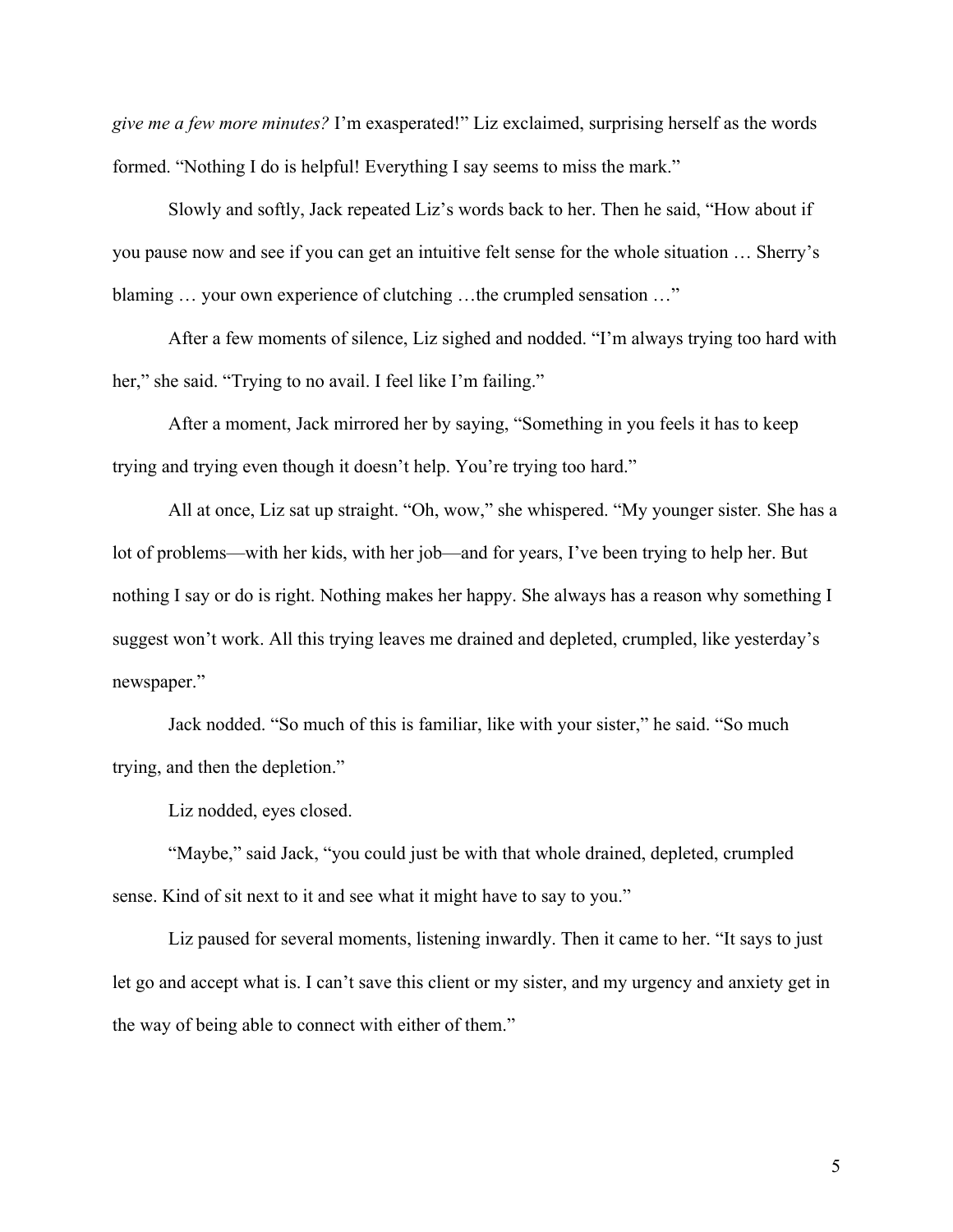*give me a few more minutes?* I'm exasperated!" Liz exclaimed, surprising herself as the words formed. "Nothing I do is helpful! Everything I say seems to miss the mark."

Slowly and softly, Jack repeated Liz's words back to her. Then he said, "How about if you pause now and see if you can get an intuitive felt sense for the whole situation … Sherry's blaming … your own experience of clutching …the crumpled sensation …"

After a few moments of silence, Liz sighed and nodded. "I'm always trying too hard with her," she said. "Trying to no avail. I feel like I'm failing."

After a moment, Jack mirrored her by saying, "Something in you feels it has to keep trying and trying even though it doesn't help. You're trying too hard."

All at once, Liz sat up straight. "Oh, wow," she whispered. "My younger sister. She has a lot of problems—with her kids, with her job—and for years, I've been trying to help her. But nothing I say or do is right. Nothing makes her happy. She always has a reason why something I suggest won't work. All this trying leaves me drained and depleted, crumpled, like yesterday's newspaper."

Jack nodded. "So much of this is familiar, like with your sister," he said. "So much trying, and then the depletion."

Liz nodded, eyes closed.

"Maybe," said Jack, "you could just be with that whole drained, depleted, crumpled sense. Kind of sit next to it and see what it might have to say to you."

Liz paused for several moments, listening inwardly. Then it came to her. "It says to just let go and accept what is. I can't save this client or my sister, and my urgency and anxiety get in the way of being able to connect with either of them."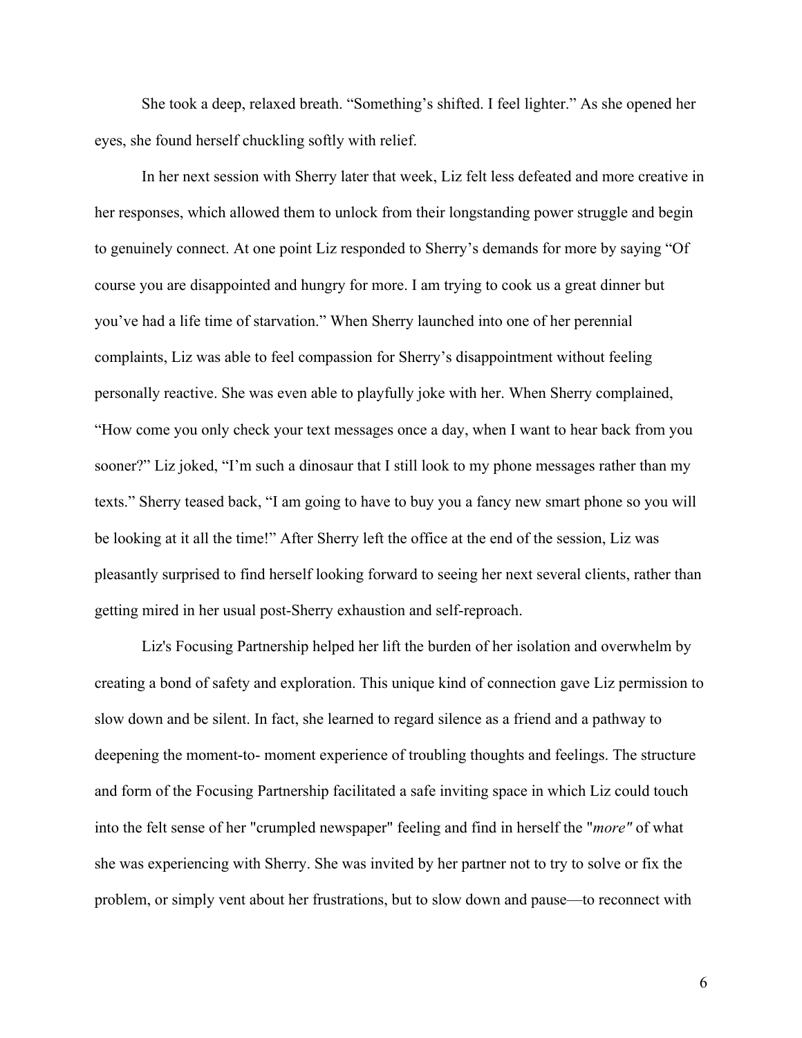She took a deep, relaxed breath. “Something’s shifted. I feel lighter.” As she opened her eyes, she found herself chuckling softly with relief.

In her next session with Sherry later that week, Liz felt less defeated and more creative in her responses, which allowed them to unlock from their longstanding power struggle and begin to genuinely connect. At one point Liz responded to Sherry’s demands for more by saying “Of course you are disappointed and hungry for more. I am trying to cook us a great dinner but you’ve had a life time of starvation.” When Sherry launched into one of her perennial complaints, Liz was able to feel compassion for Sherry’s disappointment without feeling personally reactive. She was even able to playfully joke with her. When Sherry complained, “How come you only check your text messages once a day, when I want to hear back from you sooner?” Liz joked, “I’m such a dinosaur that I still look to my phone messages rather than my texts.” Sherry teased back, “I am going to have to buy you a fancy new smart phone so you will be looking at it all the time!” After Sherry left the office at the end of the session, Liz was pleasantly surprised to find herself looking forward to seeing her next several clients, rather than getting mired in her usual post-Sherry exhaustion and self-reproach.

Liz's Focusing Partnership helped her lift the burden of her isolation and overwhelm by creating a bond of safety and exploration. This unique kind of connection gave Liz permission to slow down and be silent. In fact, she learned to regard silence as a friend and a pathway to deepening the moment-to- moment experience of troubling thoughts and feelings. The structure and form of the Focusing Partnership facilitated a safe inviting space in which Liz could touch into the felt sense of her "crumpled newspaper" feeling and find in herself the "*more"* of what she was experiencing with Sherry. She was invited by her partner not to try to solve or fix the problem, or simply vent about her frustrations, but to slow down and pause—to reconnect with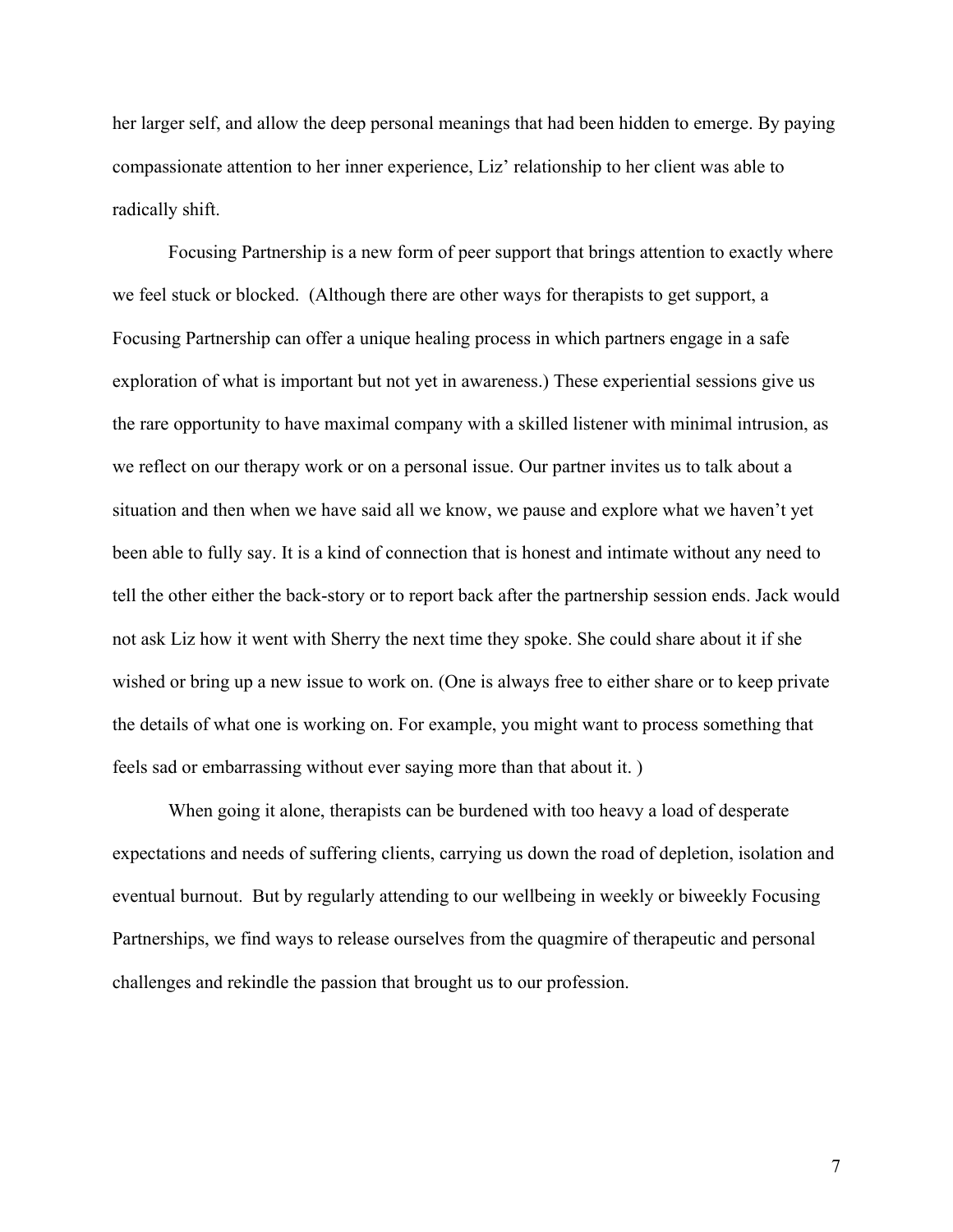her larger self, and allow the deep personal meanings that had been hidden to emerge. By paying compassionate attention to her inner experience, Liz' relationship to her client was able to radically shift.

Focusing Partnership is a new form of peer support that brings attention to exactly where we feel stuck or blocked. (Although there are other ways for therapists to get support, a Focusing Partnership can offer a unique healing process in which partners engage in a safe exploration of what is important but not yet in awareness.) These experiential sessions give us the rare opportunity to have maximal company with a skilled listener with minimal intrusion, as we reflect on our therapy work or on a personal issue. Our partner invites us to talk about a situation and then when we have said all we know, we pause and explore what we haven't yet been able to fully say. It is a kind of connection that is honest and intimate without any need to tell the other either the back-story or to report back after the partnership session ends. Jack would not ask Liz how it went with Sherry the next time they spoke. She could share about it if she wished or bring up a new issue to work on. (One is always free to either share or to keep private the details of what one is working on. For example, you might want to process something that feels sad or embarrassing without ever saying more than that about it. )

When going it alone, therapists can be burdened with too heavy a load of desperate expectations and needs of suffering clients, carrying us down the road of depletion, isolation and eventual burnout. But by regularly attending to our wellbeing in weekly or biweekly Focusing Partnerships, we find ways to release ourselves from the quagmire of therapeutic and personal challenges and rekindle the passion that brought us to our profession.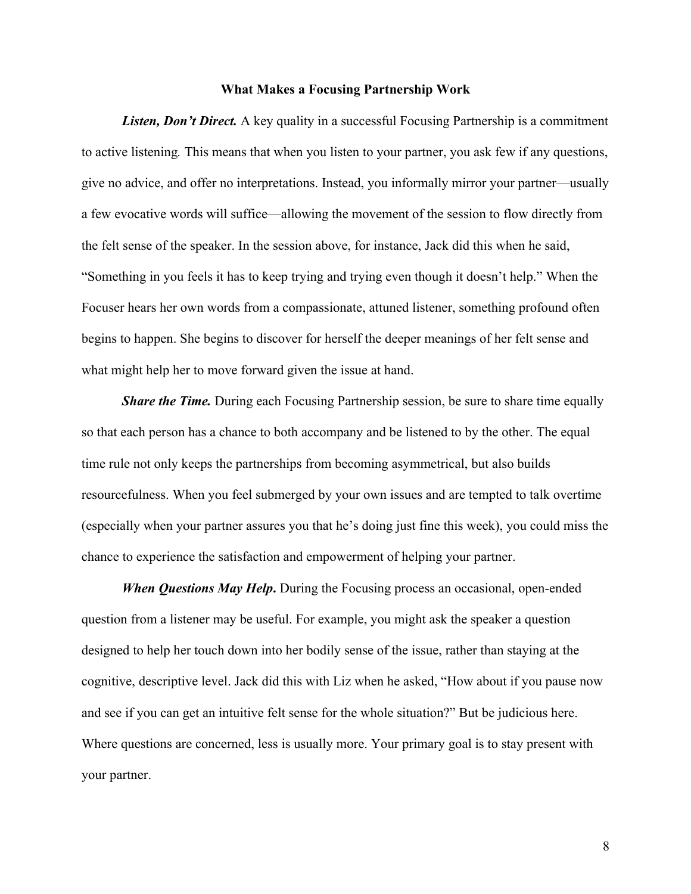## What Makes a Focusing Partnership Work

***Listen, Don't Direct.*** A key quality in a successful Focusing Partnership is a commitment to active listening*.* This means that when you listen to your partner, you ask few if any questions, give no advice, and offer no interpretations. Instead, you informally mirror your partner—usually a few evocative words will suffice—allowing the movement of the session to flow directly from the felt sense of the speaker. In the session above, for instance, Jack did this when he said, "Something in you feels it has to keep trying and trying even though it doesn't help." When the Focuser hears her own words from a compassionate, attuned listener, something profound often begins to happen. She begins to discover for herself the deeper meanings of her felt sense and what might help her to move forward given the issue at hand.

***Share the Time.*** During each Focusing Partnership session, be sure to share time equally so that each person has a chance to both accompany and be listened to by the other. The equal time rule not only keeps the partnerships from becoming asymmetrical, but also builds resourcefulness. When you feel submerged by your own issues and are tempted to talk overtime (especially when your partner assures you that he's doing just fine this week), you could miss the chance to experience the satisfaction and empowerment of helping your partner.

***When Questions May Help.*** During the Focusing process an occasional, open-ended question from a listener may be useful. For example, you might ask the speaker a question designed to help her touch down into her bodily sense of the issue, rather than staying at the cognitive, descriptive level. Jack did this with Liz when he asked, "How about if you pause now and see if you can get an intuitive felt sense for the whole situation?" But be judicious here. Where questions are concerned, less is usually more. Your primary goal is to stay present with your partner.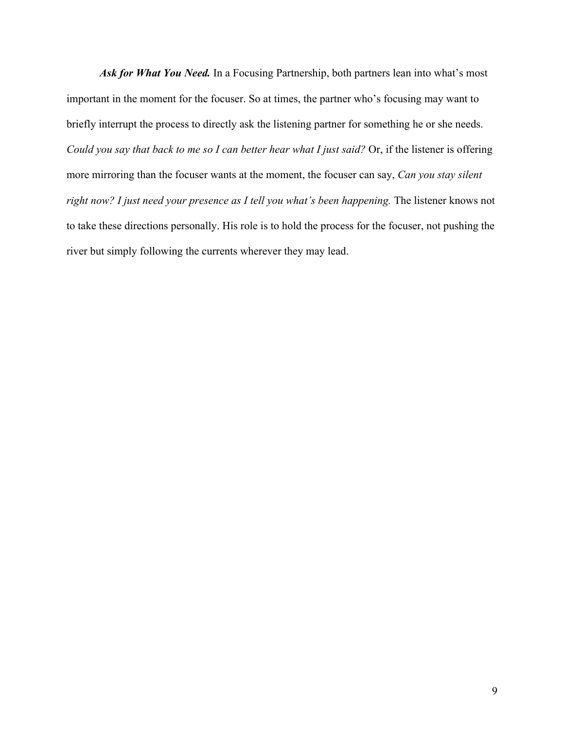***Ask for What You Need.*** In a Focusing Partnership, both partners lean into what's most important in the moment for the focuser. So at times, the partner who's focusing may want to briefly interrupt the process to directly ask the listening partner for something he or she needs. *Could you say that back to me so I can better hear what I just said?* Or, if the listener is offering more mirroring than the focuser wants at the moment, the focuser can say, *Can you stay silent right now? I just need your presence as I tell you what's been happening.* The listener knows not to take these directions personally. His role is to hold the process for the focuser, not pushing the river but simply following the currents wherever they may lead.